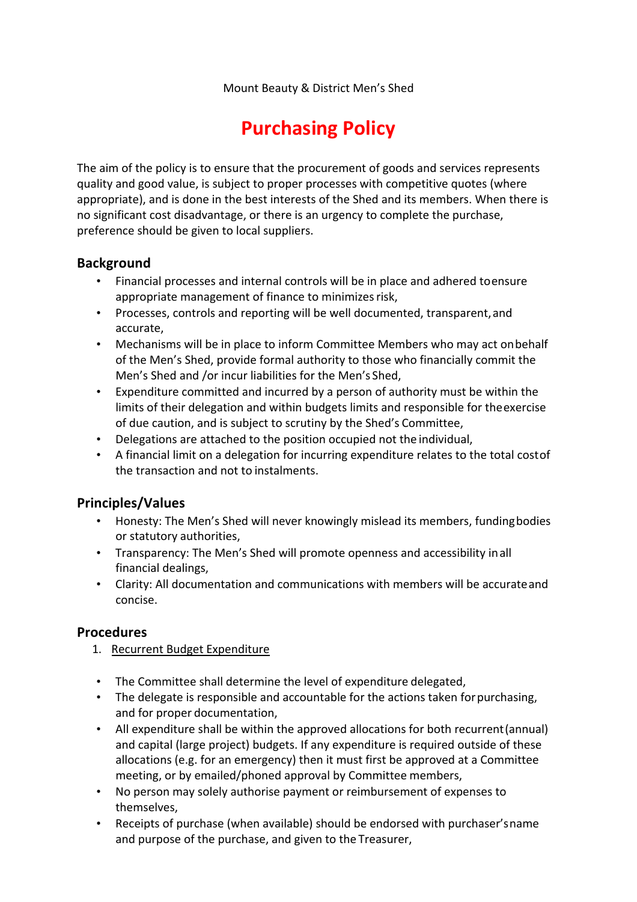Mount Beauty & District Men's Shed

# Purchasing Policy

The aim of the policy is to ensure that the procurement of goods and services represents quality and good value, is subject to proper processes with competitive quotes (where appropriate), and is done in the best interests of the Shed and its members. When there is no significant cost disadvantage, or there is an urgency to complete the purchase, preference should be given to local suppliers.

## Background

- Financial processes and internal controls will be in place and adhered to ensure appropriate management of finance to minimizes risk,
- Processes, controls and reporting will be well documented, transparent, and accurate,
- Mechanisms will be in place to inform Committee Members who may act on behalf of the Men's Shed, provide formal authority to those who financially commit the Men's Shed and /or incur liabilities for the Men's Shed,
- Expenditure committed and incurred by a person of authority must be within the limits of their delegation and within budgets limits and responsible for the exercise of due caution, and is subject to scrutiny by the Shed's Committee,
- Delegations are attached to the position occupied not the individual,
- A financial limit on a delegation for incurring expenditure relates to the total cost of the transaction and not to instalments.

## Principles/Values

- Honesty: The Men's Shed will never knowingly mislead its members, funding bodies or statutory authorities,
- Transparency: The Men's Shed will promote openness and accessibility in all financial dealings,
- Clarity: All documentation and communications with members will be accurate and concise.

## Procedures

1. Recurrent Budget Expenditure

- The Committee shall determine the level of expenditure delegated,
- The delegate is responsible and accountable for the actions taken for purchasing, and for proper documentation,
- All expenditure shall be within the approved allocations for both recurrent (annual) and capital (large project) budgets. If any expenditure is required outside of these allocations (e.g. for an emergency) then it must first be approved at a Committee meeting, or by emailed/phoned approval by Committee members,
- No person may solely authorise payment or reimbursement of expenses to themselves,
- Receipts of purchase (when available) should be endorsed with purchaser's name and purpose of the purchase, and given to the Treasurer,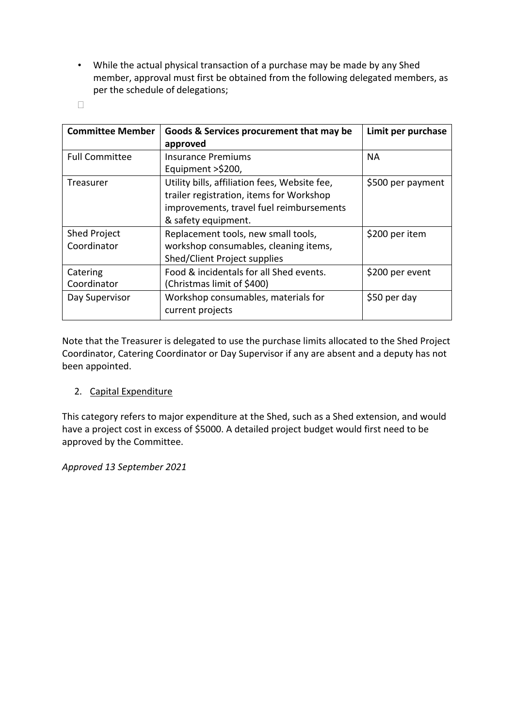- While the actual physical transaction of a purchase may be made by any Shed member, approval must first be obtained from the following delegated members, as per the schedule of delegations;

| Committee Member | Goods & Services procurement that may be approved | Limit per purchase |
| --- | --- | --- |
| Full Committee | Insurance Premiums<br>Equipment >$200, | NA |
| Treasurer | Utility bills, affiliation fees, Website fee, trailer registration, items for Workshop improvements, travel fuel reimbursements & safety equipment. | $500 per payment |
| Shed Project Coordinator | Replacement tools, new small tools, workshop consumables, cleaning items, Shed/Client Project supplies | $200 per item |
| Catering Coordinator | Food & incidentals for all Shed events. (Christmas limit of $400) | $200 per event |
| Day Supervisor | Workshop consumables, materials for current projects | $50 per day |

Note that the Treasurer is delegated to use the purchase limits allocated to the Shed Project Coordinator, Catering Coordinator or Day Supervisor if any are absent and a deputy has not been appointed.

2. Capital Expenditure

This category refers to major expenditure at the Shed, such as a Shed extension, and would have a project cost in excess of $5000. A detailed project budget would first need to be approved by the Committee.

*Approved 13 September 2021*